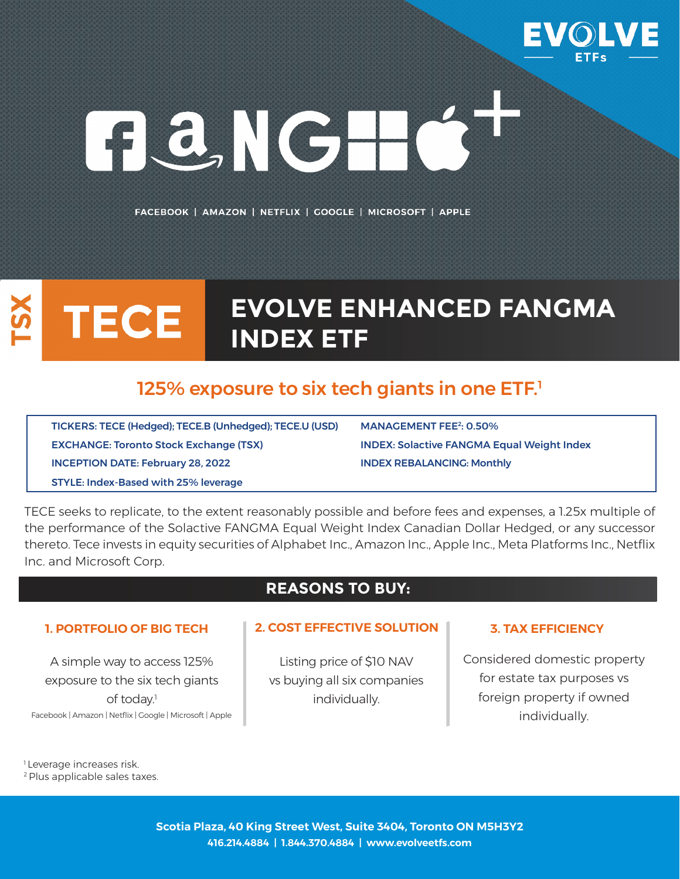FACEBOOK | AMAZON | NETFLIX | GOOGLE | MICROSOFT | APPLE

TSX

# TECE

# EVOLVE ENHANCED FANGMA INDEX ETF

## 125% exposure to six tech giants in one ETF.[1]

**TICKERS:** TECE (Hedged); TECE.B (Unhedged); TECE.U (USD)

**EXCHANGE:** Toronto Stock Exchange (TSX)

**INCEPTION DATE:** February 28, 2022

**STYLE:** Index-Based with 25% leverage

**MANAGEMENT FEE[2]:** 0.50%

**INDEX:** Solactive FANGMA Equal Weight Index

**INDEX REBALANCING:** Monthly

TECE seeks to replicate, to the extent reasonably possible and before fees and expenses, a 1.25x multiple of the performance of the Solactive FANGMA Equal Weight Index Canadian Dollar Hedged, or any successor thereto. Tece invests in equity securities of Alphabet Inc., Amazon Inc., Apple Inc., Meta Platforms Inc., Netflix Inc. and Microsoft Corp.

## REASONS TO BUY:

### 1. PORTFOLIO OF BIG TECH

A simple way to access 125% exposure to the six tech giants of today.[1]

Facebook | Amazon | Netflix | Google | Microsoft | Apple

### 2. COST EFFECTIVE SOLUTION

Listing price of $10 NAV vs buying all six companies individually.

### 3. TAX EFFICIENCY

Considered domestic property for estate tax purposes vs foreign property if owned individually.

[1] Leverage increases risk.
[2] Plus applicable sales taxes.

**Scotia Plaza, 40 King Street West, Suite 3404, Toronto ON M5H3Y2**
**416.214.4884 | 1.844.370.4884 | www.evolveetfs.com**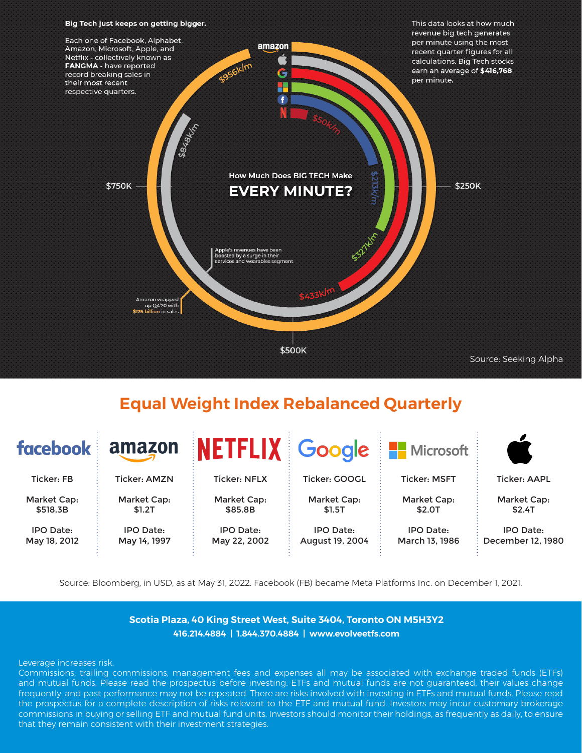**Big Tech just keeps on getting bigger.**

Each one of Facebook, Alphabet, Amazon, Microsoft, Apple, and Netflix - collectively known as **FANGMA** - have reported record breaking sales in their most recent respective quarters.

This data looks at how much revenue big tech generates per minute using the most recent quarter figures for all calculations. Big Tech stocks earn an average of **$416,768** per minute.

How Much Does BIG TECH Make

**EVERY MINUTE?**

$956k/m

$848k/m

$433k/m

$327k/m

$213k/m

$50k/m

$750K

$250K

$500K

Apple's revenues have been boosted by a surge in their services and wearables segment

Amazon wrapped up Q4'20 with **$125 billion** in sales

Source: Seeking Alpha

## Equal Weight Index Rebalanced Quarterly

| facebook | amazon | NETFLIX | Google | Microsoft | Apple |
|---|---|---|---|---|---|
| Ticker: FB | Ticker: AMZN | Ticker: NFLX | Ticker: GOOGL | Ticker: MSFT | Ticker: AAPL |
| Market Cap: $518.3B | Market Cap: $1.2T | Market Cap: $85.8B | Market Cap: $1.5T | Market Cap: $2.0T | Market Cap: $2.4T |
| IPO Date: May 18, 2012 | IPO Date: May 14, 1997 | IPO Date: May 22, 2002 | IPO Date: August 19, 2004 | IPO Date: March 13, 1986 | IPO Date: December 12, 1980 |

Source: Bloomberg, in USD, as at May 31, 2022. Facebook (FB) became Meta Platforms Inc. on December 1, 2021.

**Scotia Plaza, 40 King Street West, Suite 3404, Toronto ON M5H3Y2**
**416.214.4884 | 1.844.370.4884 | www.evolveetfs.com**

Leverage increases risk.
Commissions, trailing commissions, management fees and expenses all may be associated with exchange traded funds (ETFs) and mutual funds. Please read the prospectus before investing. ETFs and mutual funds are not guaranteed, their values change frequently, and past performance may not be repeated. There are risks involved with investing in ETFs and mutual funds. Please read the prospectus for a complete description of risks relevant to the ETF and mutual fund. Investors may incur customary brokerage commissions in buying or selling ETF and mutual fund units. Investors should monitor their holdings, as frequently as daily, to ensure that they remain consistent with their investment strategies.